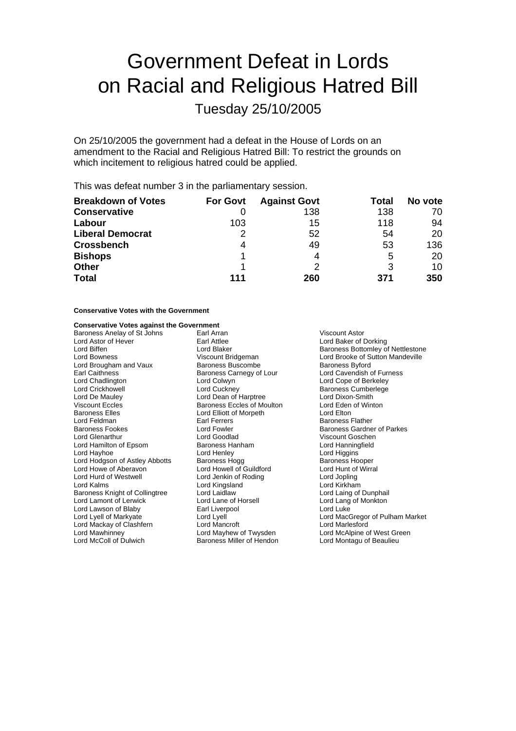# Government Defeat in Lords on Racial and Religious Hatred Bill

Tuesday 25/10/2005

On 25/10/2005 the government had a defeat in the House of Lords on an amendment to the Racial and Religious Hatred Bill: To restrict the grounds on which incitement to religious hatred could be applied.

This was defeat number 3 in the parliamentary session.

| Breakdown of Votes | For Govt | Against Govt | Total | No vote |
|---|---|---|---|---|
| **Conservative** | 0 | 138 | 138 | 70 |
| **Labour** | 103 | 15 | 118 | 94 |
| **Liberal Democrat** | 2 | 52 | 54 | 20 |
| **Crossbench** | 4 | 49 | 53 | 136 |
| **Bishops** | 1 | 4 | 5 | 20 |
| **Other** | 1 | 2 | 3 | 10 |
| **Total** | **111** | **260** | **371** | **350** |

**Conservative Votes with the Government**

**Conservative Votes against the Government**

Baroness Anelay of St Johns
Earl Arran
Viscount Astor
Lord Astor of Hever
Earl Attlee
Lord Baker of Dorking
Lord Biffen
Lord Blaker
Baroness Bottomley of Nettlestone
Lord Bowness
Viscount Bridgeman
Lord Brooke of Sutton Mandeville
Lord Brougham and Vaux
Baroness Buscombe
Baroness Byford
Earl Caithness
Baroness Carnegy of Lour
Lord Cavendish of Furness
Lord Chadlington
Lord Colwyn
Lord Cope of Berkeley
Lord Crickhowell
Lord Cuckney
Baroness Cumberlege
Lord De Mauley
Lord Dean of Harptree
Lord Dixon-Smith
Viscount Eccles
Baroness Eccles of Moulton
Lord Eden of Winton
Baroness Elles
Lord Elliott of Morpeth
Lord Elton
Lord Feldman
Earl Ferrers
Baroness Flather
Baroness Fookes
Lord Fowler
Baroness Gardner of Parkes
Lord Glenarthur
Lord Goodlad
Viscount Goschen
Lord Hamilton of Epsom
Baroness Hanham
Lord Hanningfield
Lord Hayhoe
Lord Henley
Lord Higgins
Lord Hodgson of Astley Abbotts
Baroness Hogg
Baroness Hooper
Lord Howe of Aberavon
Lord Howell of Guildford
Lord Hunt of Wirral
Lord Hurd of Westwell
Lord Jenkin of Roding
Lord Jopling
Lord Kalms
Lord Kingsland
Lord Kirkham
Baroness Knight of Collingtree
Lord Laidlaw
Lord Laing of Dunphail
Lord Lamont of Lerwick
Lord Lane of Horsell
Lord Lang of Monkton
Lord Lawson of Blaby
Earl Liverpool
Lord Luke
Lord Lyell of Markyate
Lord Lyell
Lord MacGregor of Pulham Market
Lord Mackay of Clashfern
Lord Mancroft
Lord Marlesford
Lord Mawhinney
Lord Mayhew of Twysden
Lord McAlpine of West Green
Lord McColl of Dulwich
Baroness Miller of Hendon
Lord Montagu of Beaulieu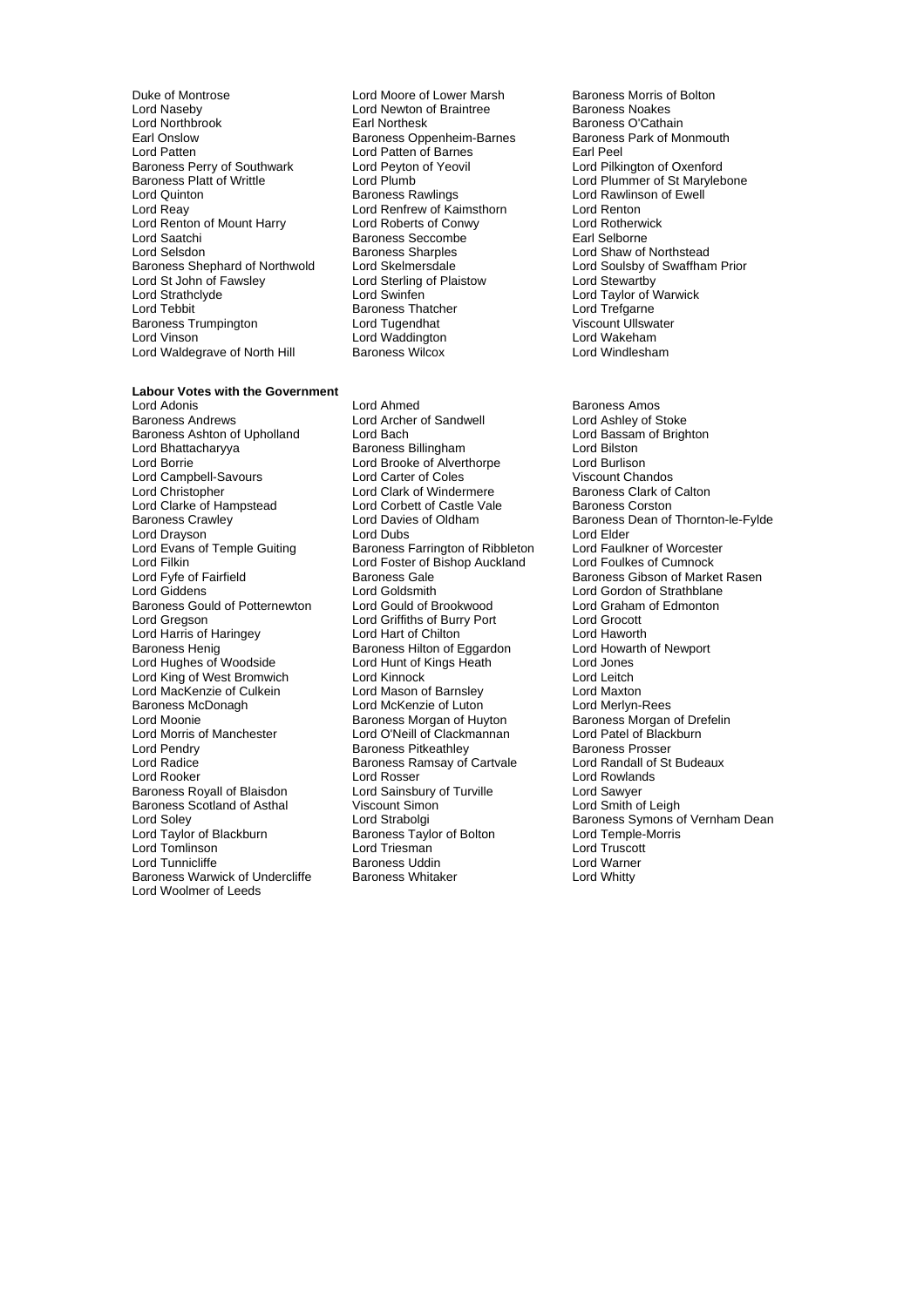Duke of Montrose
Lord Moore of Lower Marsh
Baroness Morris of Bolton
Lord Naseby
Lord Newton of Braintree
Baroness Noakes
Lord Northbrook
Earl Northesk
Baroness O'Cathain
Earl Onslow
Baroness Oppenheim-Barnes
Baroness Park of Monmouth
Lord Patten
Lord Patten of Barnes
Earl Peel
Baroness Perry of Southwark
Lord Peyton of Yeovil
Lord Pilkington of Oxenford
Baroness Platt of Writtle
Lord Plumb
Lord Plummer of St Marylebone
Lord Quinton
Baroness Rawlings
Lord Rawlinson of Ewell
Lord Reay
Lord Renfrew of Kaimsthorn
Lord Renton
Lord Renton of Mount Harry
Lord Roberts of Conwy
Lord Rotherwick
Lord Saatchi
Baroness Seccombe
Earl Selborne
Lord Selsdon
Baroness Sharples
Lord Shaw of Northstead
Baroness Shephard of Northwold
Lord Skelmersdale
Lord Soulsby of Swaffham Prior
Lord St John of Fawsley
Lord Sterling of Plaistow
Lord Stewartby
Lord Strathclyde
Lord Swinfen
Lord Taylor of Warwick
Lord Tebbit
Baroness Thatcher
Lord Trefgarne
Baroness Trumpington
Lord Tugendhat
Viscount Ullswater
Lord Vinson
Lord Waddington
Lord Wakeham
Lord Waldegrave of North Hill
Baroness Wilcox
Lord Windlesham

**Labour Votes with the Government**

Lord Adonis
Lord Ahmed
Baroness Amos
Baroness Andrews
Lord Archer of Sandwell
Lord Ashley of Stoke
Baroness Ashton of Upholland
Lord Bach
Lord Bassam of Brighton
Lord Bhattacharyya
Baroness Billingham
Lord Bilston
Lord Borrie
Lord Brooke of Alverthorpe
Lord Burlison
Lord Campbell-Savours
Lord Carter of Coles
Viscount Chandos
Lord Christopher
Lord Clark of Windermere
Baroness Clark of Calton
Lord Clarke of Hampstead
Lord Corbett of Castle Vale
Baroness Corston
Baroness Crawley
Lord Davies of Oldham
Baroness Dean of Thornton-le-Fylde
Lord Drayson
Lord Dubs
Lord Elder
Lord Evans of Temple Guiting
Baroness Farrington of Ribbleton
Lord Faulkner of Worcester
Lord Filkin
Lord Foster of Bishop Auckland
Lord Foulkes of Cumnock
Lord Fyfe of Fairfield
Baroness Gale
Baroness Gibson of Market Rasen
Lord Giddens
Lord Goldsmith
Lord Gordon of Strathblane
Baroness Gould of Potternewton
Lord Gould of Brookwood
Lord Graham of Edmonton
Lord Gregson
Lord Griffiths of Burry Port
Lord Grocott
Lord Harris of Haringey
Lord Hart of Chilton
Lord Haworth
Baroness Henig
Baroness Hilton of Eggardon
Lord Howarth of Newport
Lord Hughes of Woodside
Lord Hunt of Kings Heath
Lord Jones
Lord King of West Bromwich
Lord Kinnock
Lord Leitch
Lord MacKenzie of Culkein
Lord Mason of Barnsley
Lord Maxton
Baroness McDonagh
Lord McKenzie of Luton
Lord Merlyn-Rees
Lord Moonie
Baroness Morgan of Huyton
Baroness Morgan of Drefelin
Lord Morris of Manchester
Lord O'Neill of Clackmannan
Lord Patel of Blackburn
Lord Pendry
Baroness Pitkeathley
Baroness Prosser
Lord Radice
Baroness Ramsay of Cartvale
Lord Randall of St Budeaux
Lord Rooker
Lord Rosser
Lord Rowlands
Baroness Royall of Blaisdon
Lord Sainsbury of Turville
Lord Sawyer
Baroness Scotland of Asthal
Viscount Simon
Lord Smith of Leigh
Lord Soley
Lord Strabolgi
Baroness Symons of Vernham Dean
Lord Taylor of Blackburn
Baroness Taylor of Bolton
Lord Temple-Morris
Lord Tomlinson
Lord Triesman
Lord Truscott
Lord Tunnicliffe
Baroness Uddin
Lord Warner
Baroness Warwick of Undercliffe
Baroness Whitaker
Lord Whitty
Lord Woolmer of Leeds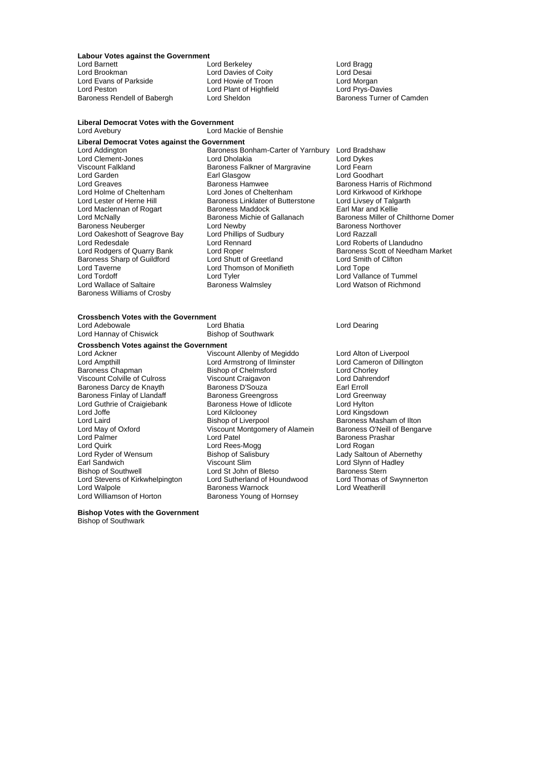**Labour Votes against the Government**

Lord Barnett
Lord Berkeley
Lord Bragg
Lord Brookman
Lord Davies of Coity
Lord Desai
Lord Evans of Parkside
Lord Howie of Troon
Lord Morgan
Lord Peston
Lord Plant of Highfield
Lord Prys-Davies
Baroness Rendell of Babergh
Lord Sheldon
Baroness Turner of Camden

**Liberal Democrat Votes with the Government**

Lord Avebury
Lord Mackie of Benshie

**Liberal Democrat Votes against the Government**

Lord Addington
Baroness Bonham-Carter of Yarnbury
Lord Bradshaw
Lord Clement-Jones
Lord Dholakia
Lord Dykes
Viscount Falkland
Baroness Falkner of Margravine
Lord Fearn
Lord Garden
Earl Glasgow
Lord Goodhart
Lord Greaves
Baroness Hamwee
Baroness Harris of Richmond
Lord Holme of Cheltenham
Lord Jones of Cheltenham
Lord Kirkwood of Kirkhope
Lord Lester of Herne Hill
Baroness Linklater of Butterstone
Lord Livsey of Talgarth
Lord Maclennan of Rogart
Baroness Maddock
Earl Mar and Kellie
Lord McNally
Baroness Michie of Gallanach
Baroness Miller of Chilthorne Domer
Baroness Neuberger
Lord Newby
Baroness Northover
Lord Oakeshott of Seagrove Bay
Lord Phillips of Sudbury
Lord Razzall
Lord Redesdale
Lord Rennard
Lord Roberts of Llandudno
Lord Rodgers of Quarry Bank
Lord Roper
Baroness Scott of Needham Market
Baroness Sharp of Guildford
Lord Shutt of Greetland
Lord Smith of Clifton
Lord Taverne
Lord Thomson of Monifieth
Lord Tope
Lord Tordoff
Lord Tyler
Lord Vallance of Tummel
Lord Wallace of Saltaire
Baroness Walmsley
Lord Watson of Richmond
Baroness Williams of Crosby

**Crossbench Votes with the Government**

Lord Adebowale
Lord Bhatia
Lord Dearing
Lord Hannay of Chiswick
Bishop of Southwark

**Crossbench Votes against the Government**

Lord Ackner
Viscount Allenby of Megiddo
Lord Alton of Liverpool
Lord Ampthill
Lord Armstrong of Ilminster
Lord Cameron of Dillington
Baroness Chapman
Bishop of Chelmsford
Lord Chorley
Viscount Colville of Culross
Viscount Craigavon
Lord Dahrendorf
Baroness Darcy de Knayth
Baroness D'Souza
Earl Erroll
Baroness Finlay of Llandaff
Baroness Greengross
Lord Greenway
Lord Guthrie of Craigiebank
Baroness Howe of Idlicote
Lord Hylton
Lord Joffe
Lord Kilclooney
Lord Kingsdown
Lord Laird
Bishop of Liverpool
Baroness Masham of Ilton
Lord May of Oxford
Viscount Montgomery of Alamein
Baroness O'Neill of Bengarve
Lord Palmer
Lord Patel
Baroness Prashar
Lord Quirk
Lord Rees-Mogg
Lord Rogan
Lord Ryder of Wensum
Bishop of Salisbury
Lady Saltoun of Abernethy
Earl Sandwich
Viscount Slim
Lord Slynn of Hadley
Bishop of Southwell
Lord St John of Bletso
Baroness Stern
Lord Stevens of Kirkwhelpington
Lord Sutherland of Houndwood
Lord Thomas of Swynnerton
Lord Walpole
Baroness Warnock
Lord Weatherill
Lord Williamson of Horton
Baroness Young of Hornsey

**Bishop Votes with the Government**

Bishop of Southwark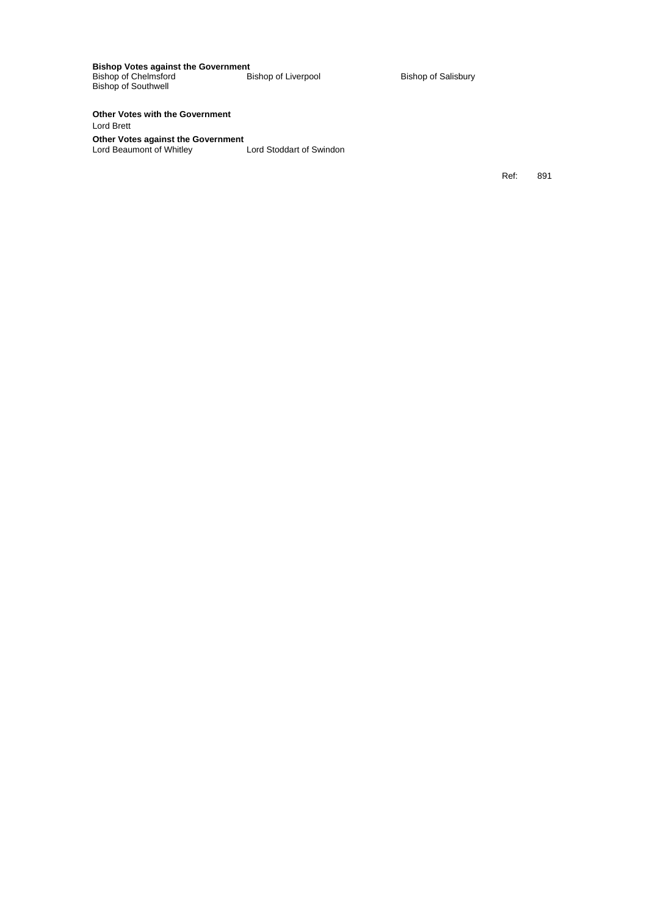**Bishop Votes against the Government**

Bishop of Chelmsford
Bishop of Liverpool
Bishop of Salisbury
Bishop of Southwell

**Other Votes with the Government**

Lord Brett

**Other Votes against the Government**

Lord Beaumont of Whitley
Lord Stoddart of Swindon

Ref: 891